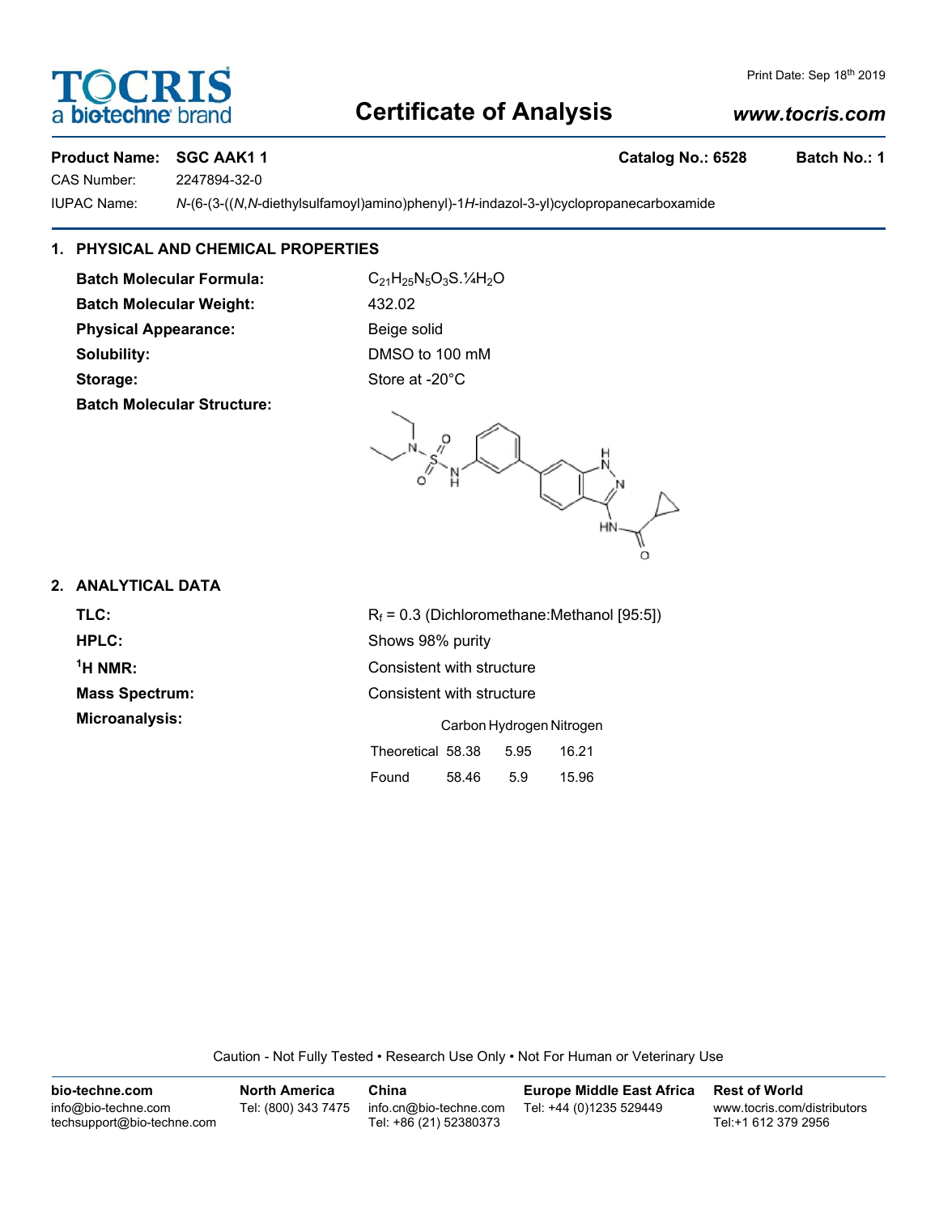# TOCRIS
a bio-techne brand

Print Date: Sep 18th 2019

## Certificate of Analysis

*www.tocris.com*

**Product Name:** **SGC AAK1 1** **Catalog No.: 6528** **Batch No.: 1**

CAS Number: 2247894-32-0

IUPAC Name: *N*-(6-(3-((*N*,*N*-diethylsulfamoyl)amino)phenyl)-1*H*-indazol-3-yl)cyclopropanecarboxamide

### 1. PHYSICAL AND CHEMICAL PROPERTIES

**Batch Molecular Formula:** $C_{21}H_{25}N_5O_3S.\frac{1}{4}H_2O$

**Batch Molecular Weight:** 432.02

**Physical Appearance:** Beige solid

**Solubility:** DMSO to 100 mM

**Storage:** Store at -20°C

**Batch Molecular Structure:**

### 2. ANALYTICAL DATA

**TLC:** $R_f$ = 0.3 (Dichloromethane:Methanol [95:5])

**HPLC:** Shows 98% purity

**$^1$H NMR:** Consistent with structure

**Mass Spectrum:** Consistent with structure

**Microanalysis:**

| | Carbon | Hydrogen | Nitrogen |
|---|---|---|---|
| Theoretical | 58.38 | 5.95 | 16.21 |
| Found | 58.46 | 5.9 | 15.96 |

Caution - Not Fully Tested • Research Use Only • Not For Human or Veterinary Use

| bio-techne.com | North America | China | Europe Middle East Africa | Rest of World |
|---|---|---|---|---|
| info@bio-techne.com<br>techsupport@bio-techne.com | Tel: (800) 343 7475 | info.cn@bio-techne.com<br>Tel: +86 (21) 52380373 | Tel: +44 (0)1235 529449 | www.tocris.com/distributors<br>Tel:+1 612 379 2956 |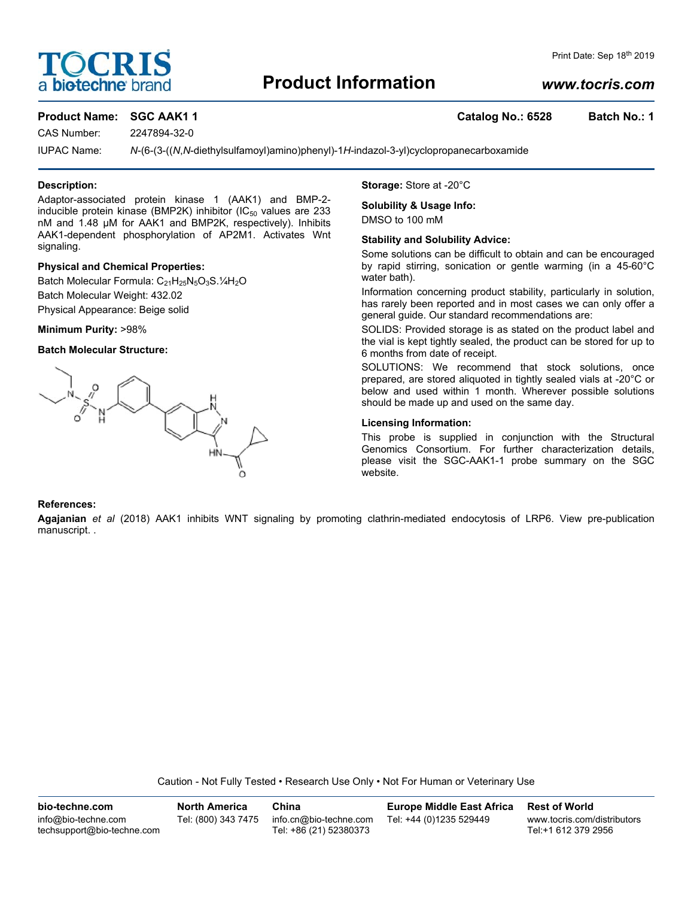TOCRIS
a biotechne brand

Print Date: Sep 18th 2019

# Product Information

*www.tocris.com*

**Product Name: SGC AAK1 1** **Catalog No.: 6528** **Batch No.: 1**

CAS Number: 2247894-32-0

IUPAC Name: *N*-(6-(3-((*N*,*N*-diethylsulfamoyl)amino)phenyl)-1*H*-indazol-3-yl)cyclopropanecarboxamide

### Description:

Adaptor-associated protein kinase 1 (AAK1) and BMP-2-inducible protein kinase (BMP2K) inhibitor ($IC_{50}$ values are 233 nM and 1.48 μM for AAK1 and BMP2K, respectively). Inhibits AAK1-dependent phosphorylation of AP2M1. Activates Wnt signaling.

### Physical and Chemical Properties:

Batch Molecular Formula: $C_{21}H_{25}N_5O_3S.¼H_2O$

Batch Molecular Weight: 432.02

Physical Appearance: Beige solid

**Minimum Purity:** >98%

### Batch Molecular Structure:

### Storage: Store at -20°C

### Solubility & Usage Info:

DMSO to 100 mM

### Stability and Solubility Advice:

Some solutions can be difficult to obtain and can be encouraged by rapid stirring, sonication or gentle warming (in a 45-60°C water bath).

Information concerning product stability, particularly in solution, has rarely been reported and in most cases we can only offer a general guide. Our standard recommendations are:

SOLIDS: Provided storage is as stated on the product label and the vial is kept tightly sealed, the product can be stored for up to 6 months from date of receipt.

SOLUTIONS: We recommend that stock solutions, once prepared, are stored aliquoted in tightly sealed vials at -20°C or below and used within 1 month. Wherever possible solutions should be made up and used on the same day.

### Licensing Information:

This probe is supplied in conjunction with the Structural Genomics Consortium. For further characterization details, please visit the SGC-AAK1-1 probe summary on the SGC website.

### References:

**Agajanian** *et al* (2018) AAK1 inhibits WNT signaling by promoting clathrin-mediated endocytosis of LRP6. View pre-publication manuscript. .

Caution - Not Fully Tested • Research Use Only • Not For Human or Veterinary Use

**bio-techne.com**
info@bio-techne.com
techsupport@bio-techne.com

**North America**
Tel: (800) 343 7475

**China**
info.cn@bio-techne.com
Tel: +86 (21) 52380373

**Europe Middle East Africa**
Tel: +44 (0)1235 529449

**Rest of World**
www.tocris.com/distributors
Tel:+1 612 379 2956